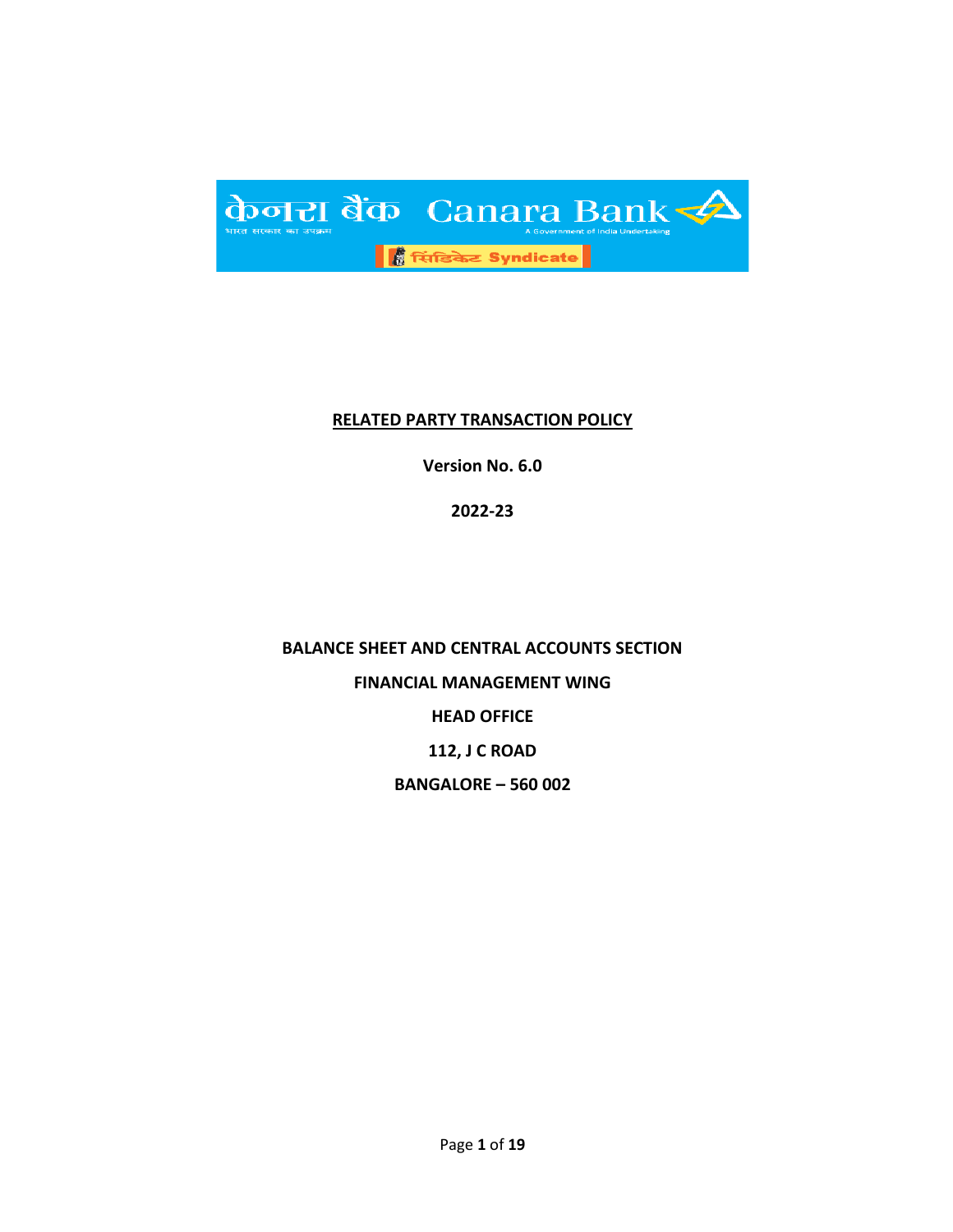# RELATED PARTY TRANSACTION POLICY

**Version No. 6.0**

**2022-23**

**BALANCE SHEET AND CENTRAL ACCOUNTS SECTION**

**FINANCIAL MANAGEMENT WING**

**HEAD OFFICE**

**112, J C ROAD**

**BANGALORE – 560 002**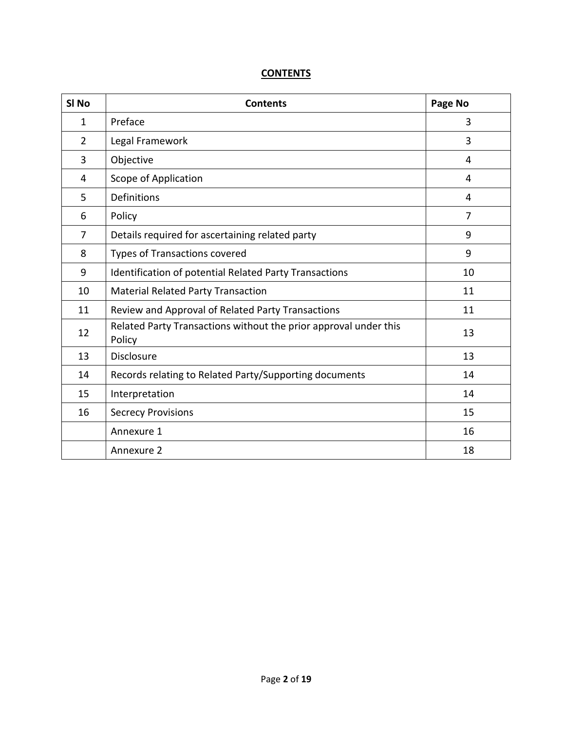## CONTENTS

| Sl No | Contents | Page No |
|---|---|---|
| 1 | Preface | 3 |
| 2 | Legal Framework | 3 |
| 3 | Objective | 4 |
| 4 | Scope of Application | 4 |
| 5 | Definitions | 4 |
| 6 | Policy | 7 |
| 7 | Details required for ascertaining related party | 9 |
| 8 | Types of Transactions covered | 9 |
| 9 | Identification of potential Related Party Transactions | 10 |
| 10 | Material Related Party Transaction | 11 |
| 11 | Review and Approval of Related Party Transactions | 11 |
| 12 | Related Party Transactions without the prior approval under this Policy | 13 |
| 13 | Disclosure | 13 |
| 14 | Records relating to Related Party/Supporting documents | 14 |
| 15 | Interpretation | 14 |
| 16 | Secrecy Provisions | 15 |
| | Annexure 1 | 16 |
| | Annexure 2 | 18 |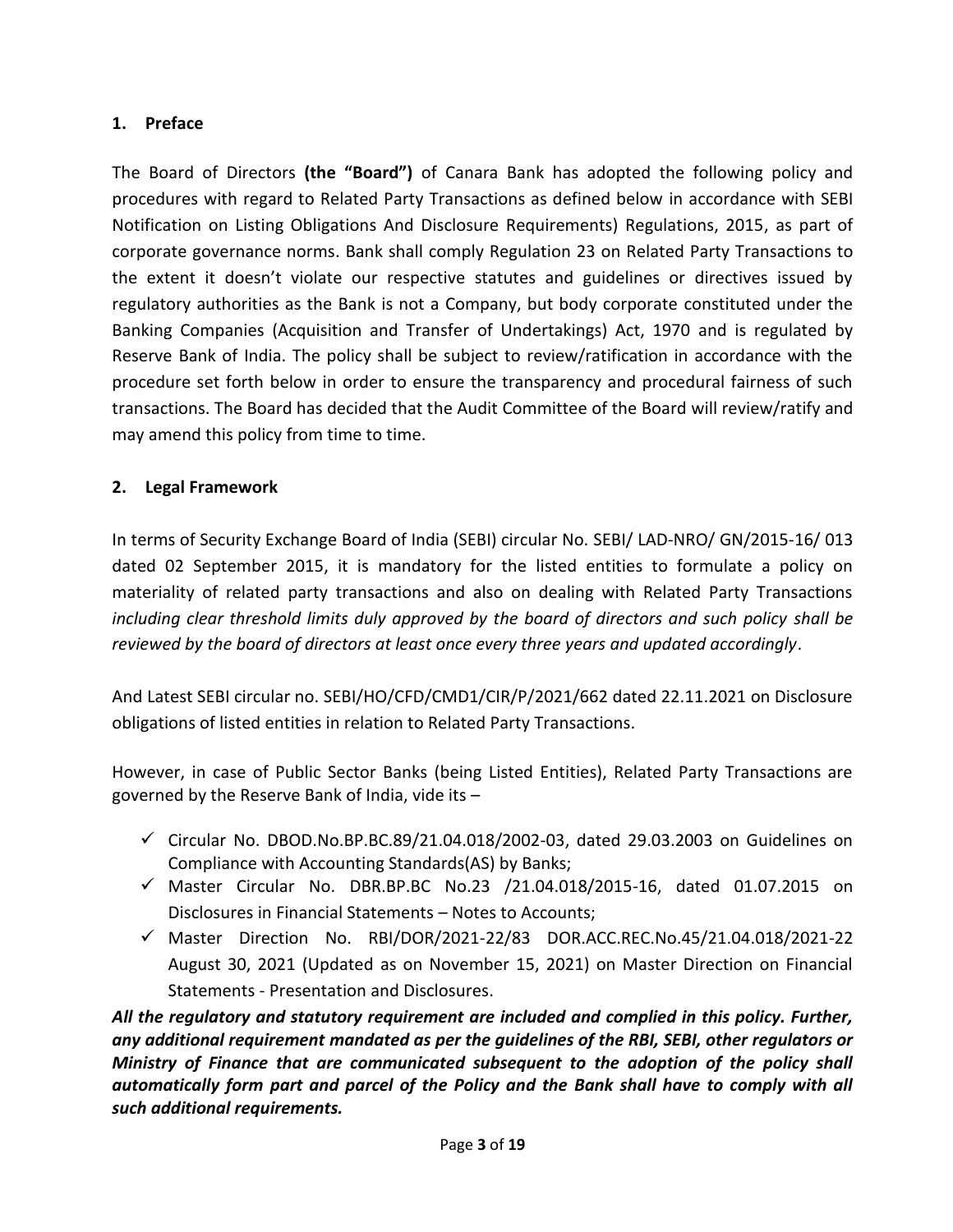## 1. Preface

The Board of Directors **(the "Board")** of Canara Bank has adopted the following policy and procedures with regard to Related Party Transactions as defined below in accordance with SEBI Notification on Listing Obligations And Disclosure Requirements) Regulations, 2015, as part of corporate governance norms. Bank shall comply Regulation 23 on Related Party Transactions to the extent it doesn't violate our respective statutes and guidelines or directives issued by regulatory authorities as the Bank is not a Company, but body corporate constituted under the Banking Companies (Acquisition and Transfer of Undertakings) Act, 1970 and is regulated by Reserve Bank of India. The policy shall be subject to review/ratification in accordance with the procedure set forth below in order to ensure the transparency and procedural fairness of such transactions. The Board has decided that the Audit Committee of the Board will review/ratify and may amend this policy from time to time.

## 2. Legal Framework

In terms of Security Exchange Board of India (SEBI) circular No. SEBI/ LAD-NRO/ GN/2015-16/ 013 dated 02 September 2015, it is mandatory for the listed entities to formulate a policy on materiality of related party transactions and also on dealing with Related Party Transactions *including clear threshold limits duly approved by the board of directors and such policy shall be reviewed by the board of directors at least once every three years and updated accordingly*.

And Latest SEBI circular no. SEBI/HO/CFD/CMD1/CIR/P/2021/662 dated 22.11.2021 on Disclosure obligations of listed entities in relation to Related Party Transactions.

However, in case of Public Sector Banks (being Listed Entities), Related Party Transactions are governed by the Reserve Bank of India, vide its –

- ✓ Circular No. DBOD.No.BP.BC.89/21.04.018/2002-03, dated 29.03.2003 on Guidelines on Compliance with Accounting Standards(AS) by Banks;
- ✓ Master Circular No. DBR.BP.BC No.23 /21.04.018/2015-16, dated 01.07.2015 on Disclosures in Financial Statements – Notes to Accounts;
- ✓ Master Direction No. RBI/DOR/2021-22/83 DOR.ACC.REC.No.45/21.04.018/2021-22 August 30, 2021 (Updated as on November 15, 2021) on Master Direction on Financial Statements - Presentation and Disclosures.

***All the regulatory and statutory requirement are included and complied in this policy. Further, any additional requirement mandated as per the guidelines of the RBI, SEBI, other regulators or Ministry of Finance that are communicated subsequent to the adoption of the policy shall automatically form part and parcel of the Policy and the Bank shall have to comply with all such additional requirements.***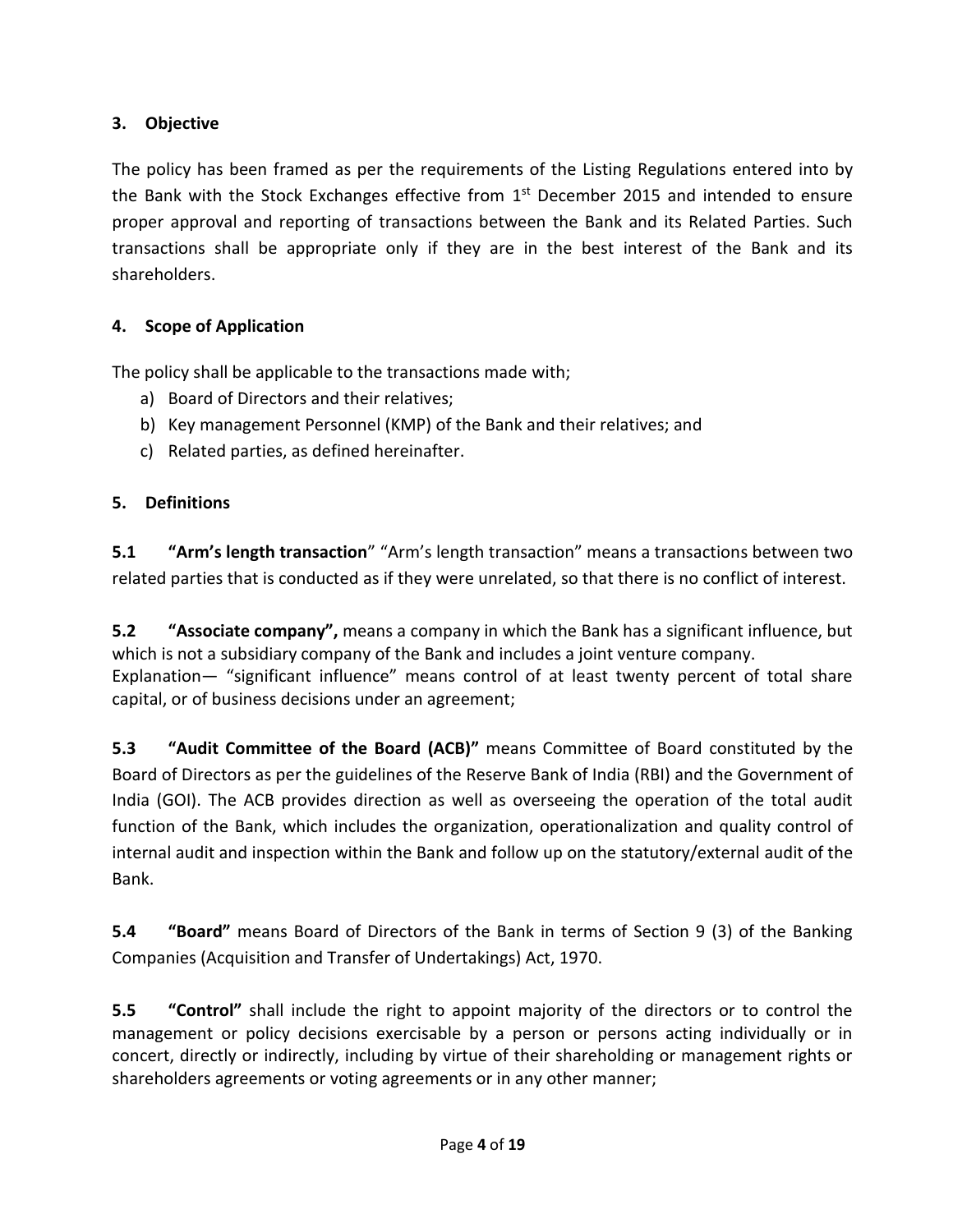## 3. Objective

The policy has been framed as per the requirements of the Listing Regulations entered into by the Bank with the Stock Exchanges effective from 1st December 2015 and intended to ensure proper approval and reporting of transactions between the Bank and its Related Parties. Such transactions shall be appropriate only if they are in the best interest of the Bank and its shareholders.

## 4. Scope of Application

The policy shall be applicable to the transactions made with;

a) Board of Directors and their relatives;
b) Key management Personnel (KMP) of the Bank and their relatives; and
c) Related parties, as defined hereinafter.

## 5. Definitions

**5.1 "Arm's length transaction**" "Arm's length transaction" means a transactions between two related parties that is conducted as if they were unrelated, so that there is no conflict of interest.

**5.2 "Associate company",** means a company in which the Bank has a significant influence, but which is not a subsidiary company of the Bank and includes a joint venture company.
Explanation— "significant influence" means control of at least twenty percent of total share capital, or of business decisions under an agreement;

**5.3 "Audit Committee of the Board (ACB)"** means Committee of Board constituted by the Board of Directors as per the guidelines of the Reserve Bank of India (RBI) and the Government of India (GOI). The ACB provides direction as well as overseeing the operation of the total audit function of the Bank, which includes the organization, operationalization and quality control of internal audit and inspection within the Bank and follow up on the statutory/external audit of the Bank.

**5.4 "Board"** means Board of Directors of the Bank in terms of Section 9 (3) of the Banking Companies (Acquisition and Transfer of Undertakings) Act, 1970.

**5.5 "Control"** shall include the right to appoint majority of the directors or to control the management or policy decisions exercisable by a person or persons acting individually or in concert, directly or indirectly, including by virtue of their shareholding or management rights or shareholders agreements or voting agreements or in any other manner;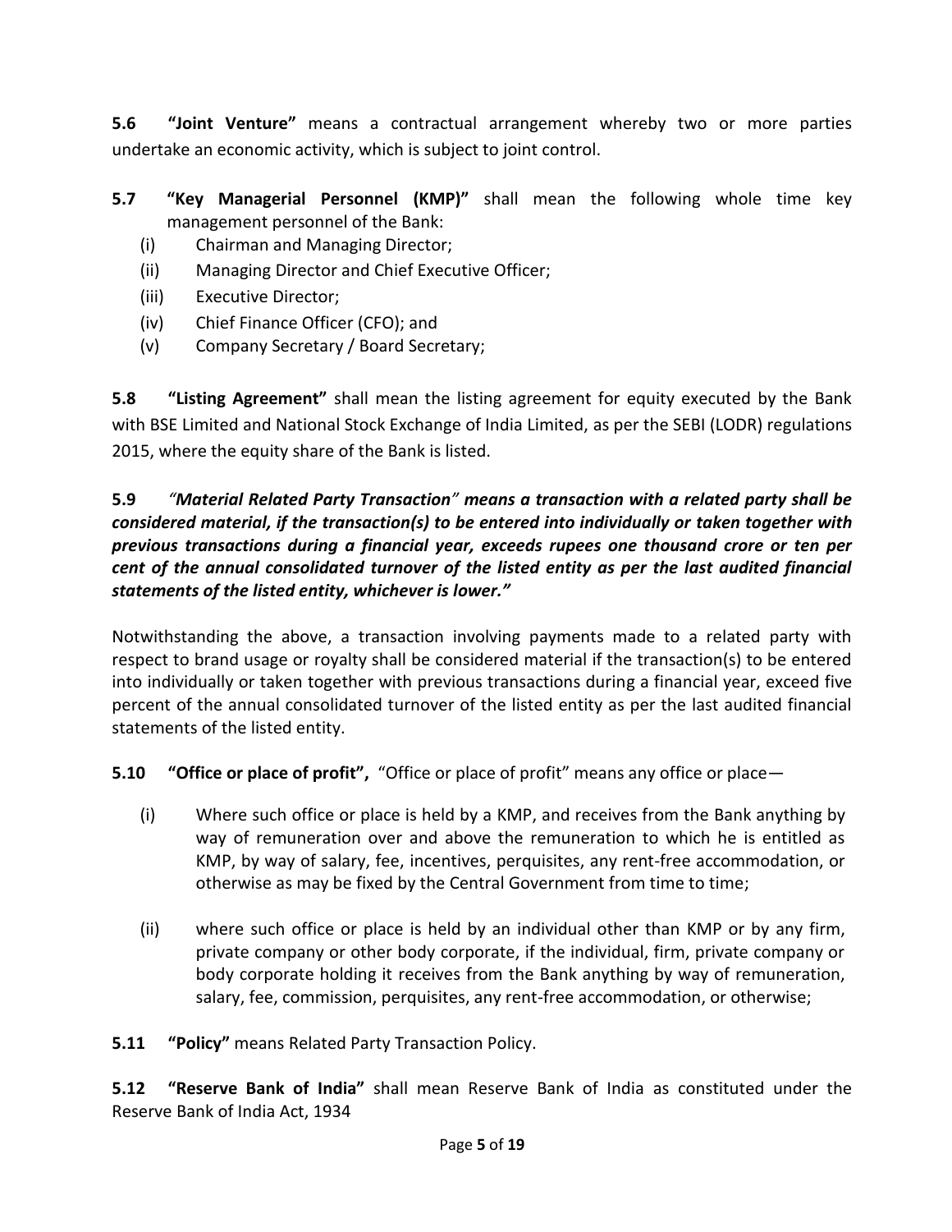**5.6 "Joint Venture"** means a contractual arrangement whereby two or more parties undertake an economic activity, which is subject to joint control.

**5.7 "Key Managerial Personnel (KMP)"** shall mean the following whole time key management personnel of the Bank:

(i) Chairman and Managing Director;
(ii) Managing Director and Chief Executive Officer;
(iii) Executive Director;
(iv) Chief Finance Officer (CFO); and
(v) Company Secretary / Board Secretary;

**5.8 "Listing Agreement"** shall mean the listing agreement for equity executed by the Bank with BSE Limited and National Stock Exchange of India Limited, as per the SEBI (LODR) regulations 2015, where the equity share of the Bank is listed.

**5.9** ***"Material Related Party Transaction" means a transaction with a related party shall be considered material, if the transaction(s) to be entered into individually or taken together with previous transactions during a financial year, exceeds rupees one thousand crore or ten per cent of the annual consolidated turnover of the listed entity as per the last audited financial statements of the listed entity, whichever is lower."***

Notwithstanding the above, a transaction involving payments made to a related party with respect to brand usage or royalty shall be considered material if the transaction(s) to be entered into individually or taken together with previous transactions during a financial year, exceed five percent of the annual consolidated turnover of the listed entity as per the last audited financial statements of the listed entity.

**5.10 "Office or place of profit",** "Office or place of profit" means any office or place—

(i) Where such office or place is held by a KMP, and receives from the Bank anything by way of remuneration over and above the remuneration to which he is entitled as KMP, by way of salary, fee, incentives, perquisites, any rent-free accommodation, or otherwise as may be fixed by the Central Government from time to time;

(ii) where such office or place is held by an individual other than KMP or by any firm, private company or other body corporate, if the individual, firm, private company or body corporate holding it receives from the Bank anything by way of remuneration, salary, fee, commission, perquisites, any rent-free accommodation, or otherwise;

**5.11 "Policy"** means Related Party Transaction Policy.

**5.12 "Reserve Bank of India"** shall mean Reserve Bank of India as constituted under the Reserve Bank of India Act, 1934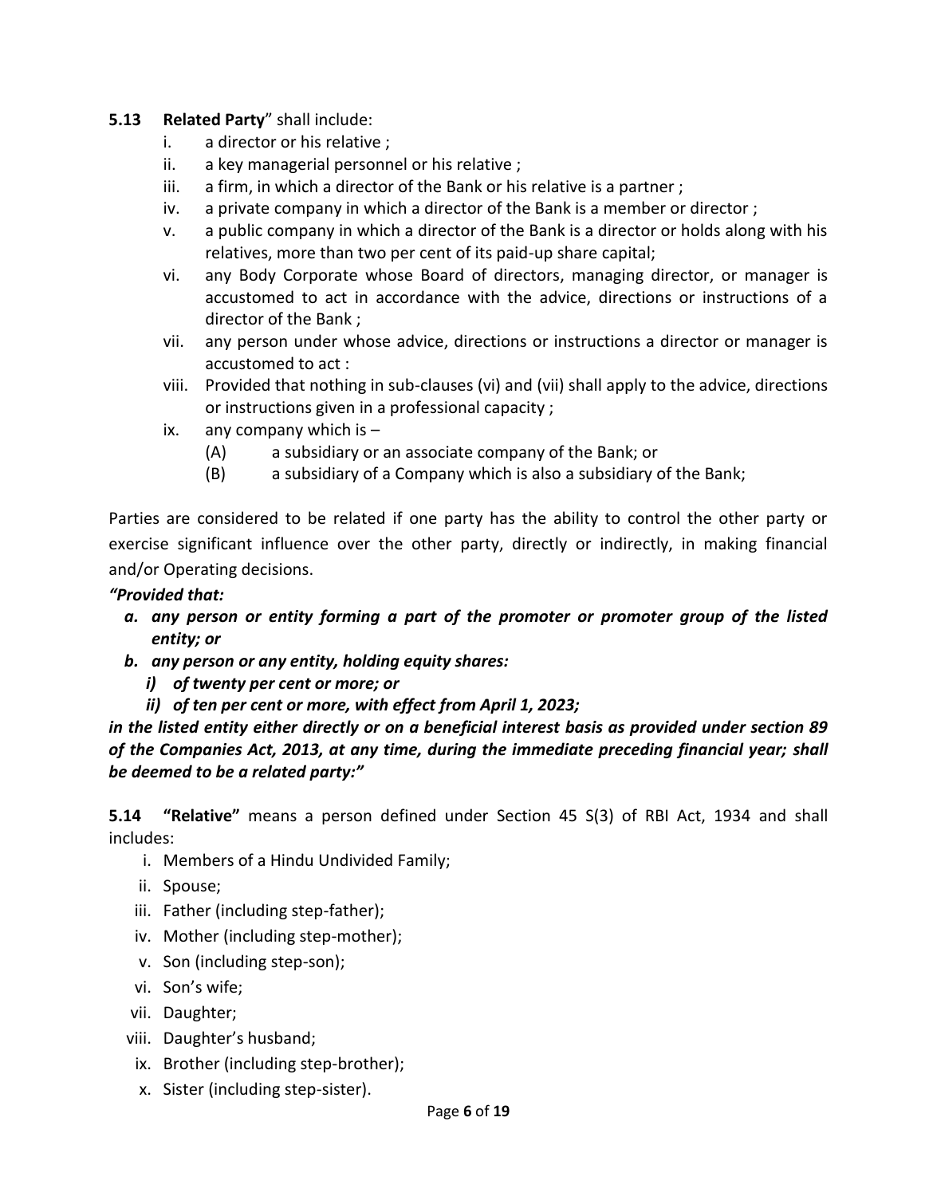**5.13 Related Party**" shall include:

i. a director or his relative ;
ii. a key managerial personnel or his relative ;
iii. a firm, in which a director of the Bank or his relative is a partner ;
iv. a private company in which a director of the Bank is a member or director ;
v. a public company in which a director of the Bank is a director or holds along with his relatives, more than two per cent of its paid-up share capital;
vi. any Body Corporate whose Board of directors, managing director, or manager is accustomed to act in accordance with the advice, directions or instructions of a director of the Bank ;
vii. any person under whose advice, directions or instructions a director or manager is accustomed to act :
viii. Provided that nothing in sub-clauses (vi) and (vii) shall apply to the advice, directions or instructions given in a professional capacity ;
ix. any company which is –
    (A) a subsidiary or an associate company of the Bank; or
    (B) a subsidiary of a Company which is also a subsidiary of the Bank;

Parties are considered to be related if one party has the ability to control the other party or exercise significant influence over the other party, directly or indirectly, in making financial and/or Operating decisions.

***"Provided that:***

***a. any person or entity forming a part of the promoter or promoter group of the listed entity; or***
***b. any person or any entity, holding equity shares:***
   ***i) of twenty per cent or more; or***
   ***ii) of ten per cent or more, with effect from April 1, 2023;***

***in the listed entity either directly or on a beneficial interest basis as provided under section 89 of the Companies Act, 2013, at any time, during the immediate preceding financial year; shall be deemed to be a related party:"***

**5.14 "Relative"** means a person defined under Section 45 S(3) of RBI Act, 1934 and shall includes:

i. Members of a Hindu Undivided Family;
ii. Spouse;
iii. Father (including step-father);
iv. Mother (including step-mother);
v. Son (including step-son);
vi. Son's wife;
vii. Daughter;
viii. Daughter's husband;
ix. Brother (including step-brother);
x. Sister (including step-sister).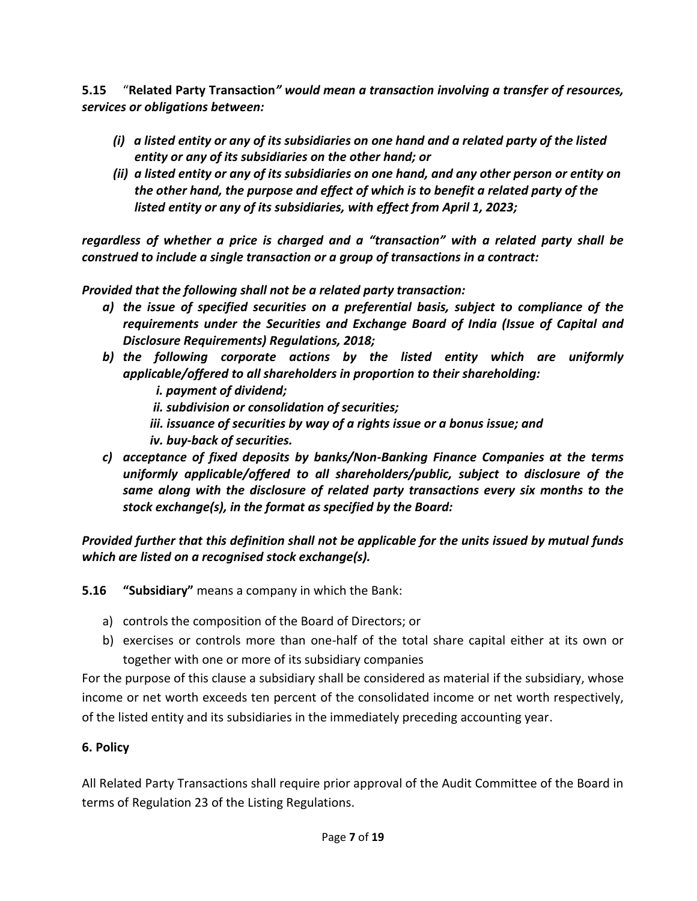**5.15** "**Related Party Transaction*" would mean a transaction involving a transfer of resources, services or obligations between:***

***(i) a listed entity or any of its subsidiaries on one hand and a related party of the listed entity or any of its subsidiaries on the other hand; or***

***(ii) a listed entity or any of its subsidiaries on one hand, and any other person or entity on the other hand, the purpose and effect of which is to benefit a related party of the listed entity or any of its subsidiaries, with effect from April 1, 2023;***

***regardless of whether a price is charged and a "transaction" with a related party shall be construed to include a single transaction or a group of transactions in a contract:***

***Provided that the following shall not be a related party transaction:***

***a) the issue of specified securities on a preferential basis, subject to compliance of the requirements under the Securities and Exchange Board of India (Issue of Capital and Disclosure Requirements) Regulations, 2018;***

***b) the following corporate actions by the listed entity which are uniformly applicable/offered to all shareholders in proportion to their shareholding:***

***i. payment of dividend;***

***ii. subdivision or consolidation of securities;***

***iii. issuance of securities by way of a rights issue or a bonus issue; and***

***iv. buy-back of securities.***

***c) acceptance of fixed deposits by banks/Non-Banking Finance Companies at the terms uniformly applicable/offered to all shareholders/public, subject to disclosure of the same along with the disclosure of related party transactions every six months to the stock exchange(s), in the format as specified by the Board:***

***Provided further that this definition shall not be applicable for the units issued by mutual funds which are listed on a recognised stock exchange(s).***

**5.16** **"Subsidiary"** means a company in which the Bank:

a) controls the composition of the Board of Directors; or

b) exercises or controls more than one-half of the total share capital either at its own or together with one or more of its subsidiary companies

For the purpose of this clause a subsidiary shall be considered as material if the subsidiary, whose income or net worth exceeds ten percent of the consolidated income or net worth respectively, of the listed entity and its subsidiaries in the immediately preceding accounting year.

**6. Policy**

All Related Party Transactions shall require prior approval of the Audit Committee of the Board in terms of Regulation 23 of the Listing Regulations.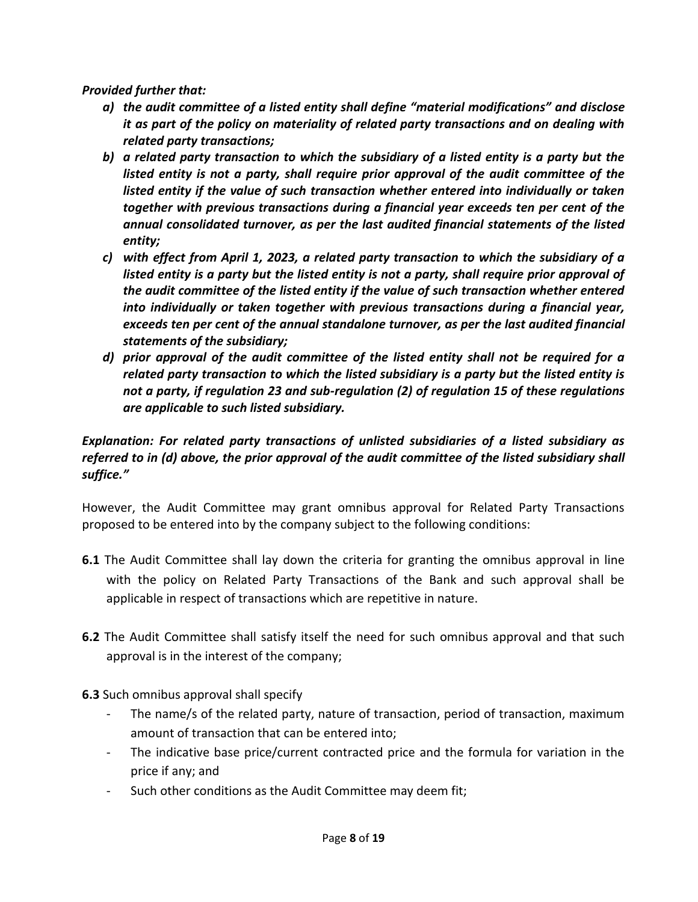***Provided further that:***

a) ***the audit committee of a listed entity shall define "material modifications" and disclose it as part of the policy on materiality of related party transactions and on dealing with related party transactions;***
b) ***a related party transaction to which the subsidiary of a listed entity is a party but the listed entity is not a party, shall require prior approval of the audit committee of the listed entity if the value of such transaction whether entered into individually or taken together with previous transactions during a financial year exceeds ten per cent of the annual consolidated turnover, as per the last audited financial statements of the listed entity;***
c) ***with effect from April 1, 2023, a related party transaction to which the subsidiary of a listed entity is a party but the listed entity is not a party, shall require prior approval of the audit committee of the listed entity if the value of such transaction whether entered into individually or taken together with previous transactions during a financial year, exceeds ten per cent of the annual standalone turnover, as per the last audited financial statements of the subsidiary;***
d) ***prior approval of the audit committee of the listed entity shall not be required for a related party transaction to which the listed subsidiary is a party but the listed entity is not a party, if regulation 23 and sub-regulation (2) of regulation 15 of these regulations are applicable to such listed subsidiary.***

***Explanation: For related party transactions of unlisted subsidiaries of a listed subsidiary as referred to in (d) above, the prior approval of the audit committee of the listed subsidiary shall suffice."***

However, the Audit Committee may grant omnibus approval for Related Party Transactions proposed to be entered into by the company subject to the following conditions:

**6.1** The Audit Committee shall lay down the criteria for granting the omnibus approval in line with the policy on Related Party Transactions of the Bank and such approval shall be applicable in respect of transactions which are repetitive in nature.

**6.2** The Audit Committee shall satisfy itself the need for such omnibus approval and that such approval is in the interest of the company;

**6.3** Such omnibus approval shall specify

- The name/s of the related party, nature of transaction, period of transaction, maximum amount of transaction that can be entered into;
- The indicative base price/current contracted price and the formula for variation in the price if any; and
- Such other conditions as the Audit Committee may deem fit;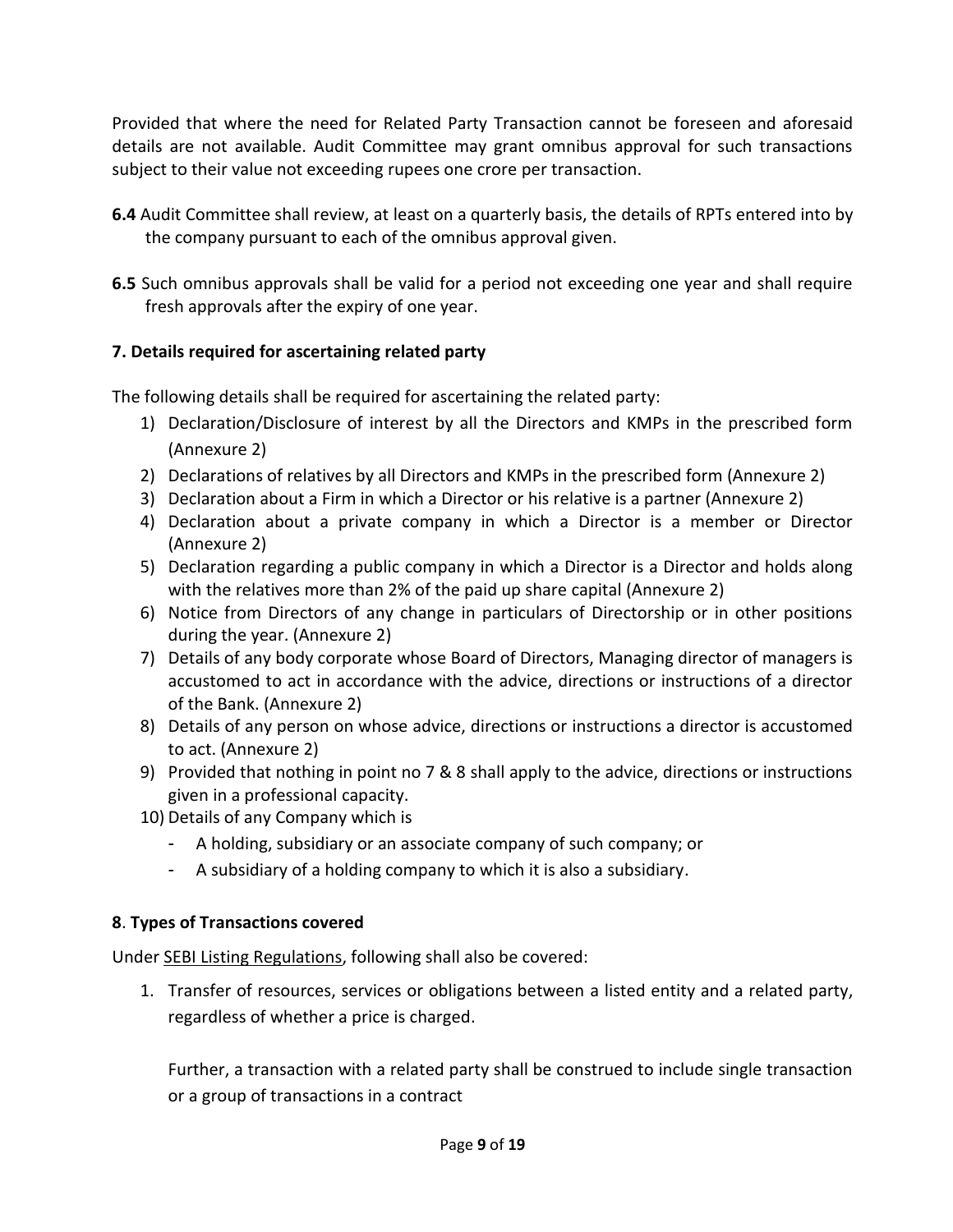Provided that where the need for Related Party Transaction cannot be foreseen and aforesaid details are not available. Audit Committee may grant omnibus approval for such transactions subject to their value not exceeding rupees one crore per transaction.

**6.4** Audit Committee shall review, at least on a quarterly basis, the details of RPTs entered into by the company pursuant to each of the omnibus approval given.

**6.5** Such omnibus approvals shall be valid for a period not exceeding one year and shall require fresh approvals after the expiry of one year.

**7. Details required for ascertaining related party**

The following details shall be required for ascertaining the related party:

1) Declaration/Disclosure of interest by all the Directors and KMPs in the prescribed form (Annexure 2)
2) Declarations of relatives by all Directors and KMPs in the prescribed form (Annexure 2)
3) Declaration about a Firm in which a Director or his relative is a partner (Annexure 2)
4) Declaration about a private company in which a Director is a member or Director (Annexure 2)
5) Declaration regarding a public company in which a Director is a Director and holds along with the relatives more than 2% of the paid up share capital (Annexure 2)
6) Notice from Directors of any change in particulars of Directorship or in other positions during the year. (Annexure 2)
7) Details of any body corporate whose Board of Directors, Managing director of managers is accustomed to act in accordance with the advice, directions or instructions of a director of the Bank. (Annexure 2)
8) Details of any person on whose advice, directions or instructions a director is accustomed to act. (Annexure 2)
9) Provided that nothing in point no 7 & 8 shall apply to the advice, directions or instructions given in a professional capacity.
10) Details of any Company which is
    - A holding, subsidiary or an associate company of such company; or
    - A subsidiary of a holding company to which it is also a subsidiary.

**8**. **Types of Transactions covered**

Under SEBI Listing Regulations, following shall also be covered:

1. Transfer of resources, services or obligations between a listed entity and a related party, regardless of whether a price is charged.

   Further, a transaction with a related party shall be construed to include single transaction or a group of transactions in a contract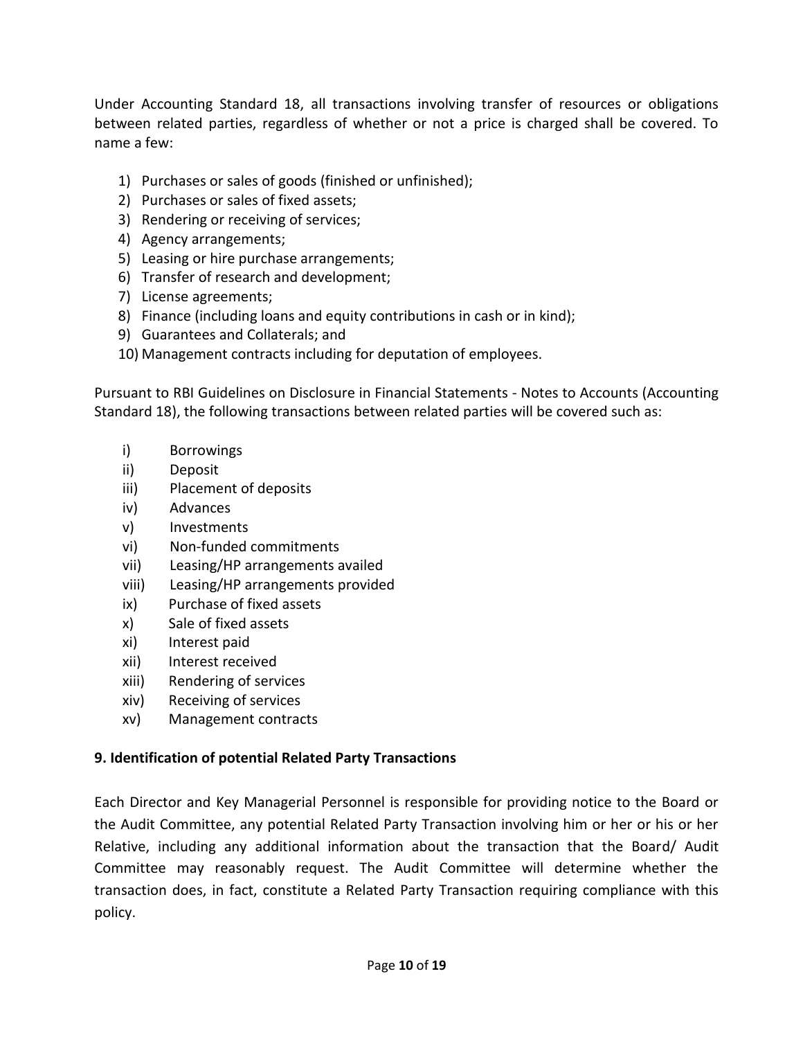Under Accounting Standard 18, all transactions involving transfer of resources or obligations between related parties, regardless of whether or not a price is charged shall be covered. To name a few:

1) Purchases or sales of goods (finished or unfinished);
2) Purchases or sales of fixed assets;
3) Rendering or receiving of services;
4) Agency arrangements;
5) Leasing or hire purchase arrangements;
6) Transfer of research and development;
7) License agreements;
8) Finance (including loans and equity contributions in cash or in kind);
9) Guarantees and Collaterals; and
10) Management contracts including for deputation of employees.

Pursuant to RBI Guidelines on Disclosure in Financial Statements - Notes to Accounts (Accounting Standard 18), the following transactions between related parties will be covered such as:

i) Borrowings
ii) Deposit
iii) Placement of deposits
iv) Advances
v) Investments
vi) Non-funded commitments
vii) Leasing/HP arrangements availed
viii) Leasing/HP arrangements provided
ix) Purchase of fixed assets
x) Sale of fixed assets
xi) Interest paid
xii) Interest received
xiii) Rendering of services
xiv) Receiving of services
xv) Management contracts

**9. Identification of potential Related Party Transactions**

Each Director and Key Managerial Personnel is responsible for providing notice to the Board or the Audit Committee, any potential Related Party Transaction involving him or her or his or her Relative, including any additional information about the transaction that the Board/ Audit Committee may reasonably request. The Audit Committee will determine whether the transaction does, in fact, constitute a Related Party Transaction requiring compliance with this policy.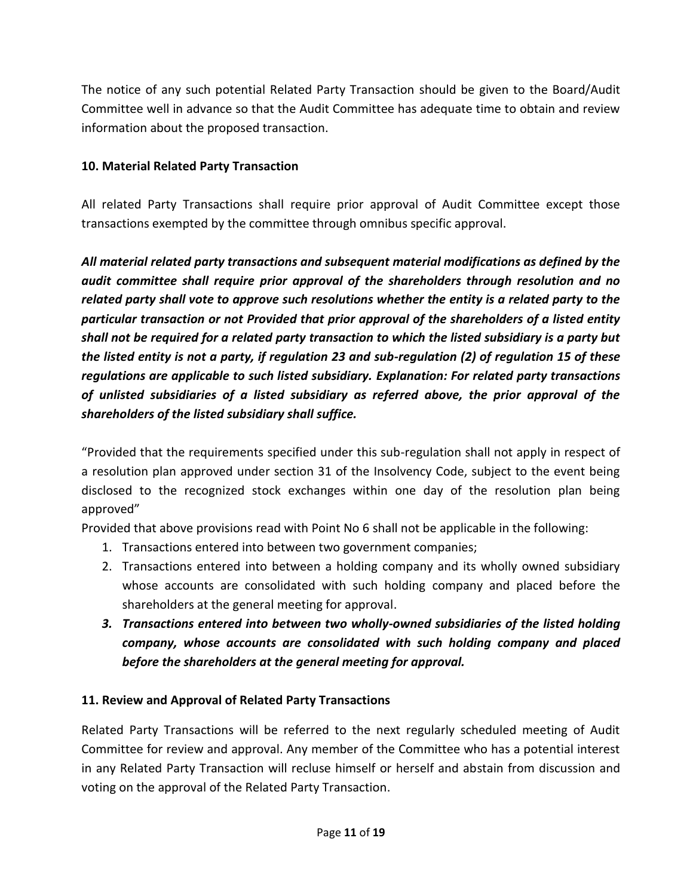The notice of any such potential Related Party Transaction should be given to the Board/Audit Committee well in advance so that the Audit Committee has adequate time to obtain and review information about the proposed transaction.

**10. Material Related Party Transaction**

All related Party Transactions shall require prior approval of Audit Committee except those transactions exempted by the committee through omnibus specific approval.

***All material related party transactions and subsequent material modifications as defined by the audit committee shall require prior approval of the shareholders through resolution and no related party shall vote to approve such resolutions whether the entity is a related party to the particular transaction or not Provided that prior approval of the shareholders of a listed entity shall not be required for a related party transaction to which the listed subsidiary is a party but the listed entity is not a party, if regulation 23 and sub-regulation (2) of regulation 15 of these regulations are applicable to such listed subsidiary. Explanation: For related party transactions of unlisted subsidiaries of a listed subsidiary as referred above, the prior approval of the shareholders of the listed subsidiary shall suffice.***

"Provided that the requirements specified under this sub-regulation shall not apply in respect of a resolution plan approved under section 31 of the Insolvency Code, subject to the event being disclosed to the recognized stock exchanges within one day of the resolution plan being approved"

Provided that above provisions read with Point No 6 shall not be applicable in the following:

1. Transactions entered into between two government companies;
2. Transactions entered into between a holding company and its wholly owned subsidiary whose accounts are consolidated with such holding company and placed before the shareholders at the general meeting for approval.
3. ***Transactions entered into between two wholly-owned subsidiaries of the listed holding company, whose accounts are consolidated with such holding company and placed before the shareholders at the general meeting for approval.***

**11. Review and Approval of Related Party Transactions**

Related Party Transactions will be referred to the next regularly scheduled meeting of Audit Committee for review and approval. Any member of the Committee who has a potential interest in any Related Party Transaction will recluse himself or herself and abstain from discussion and voting on the approval of the Related Party Transaction.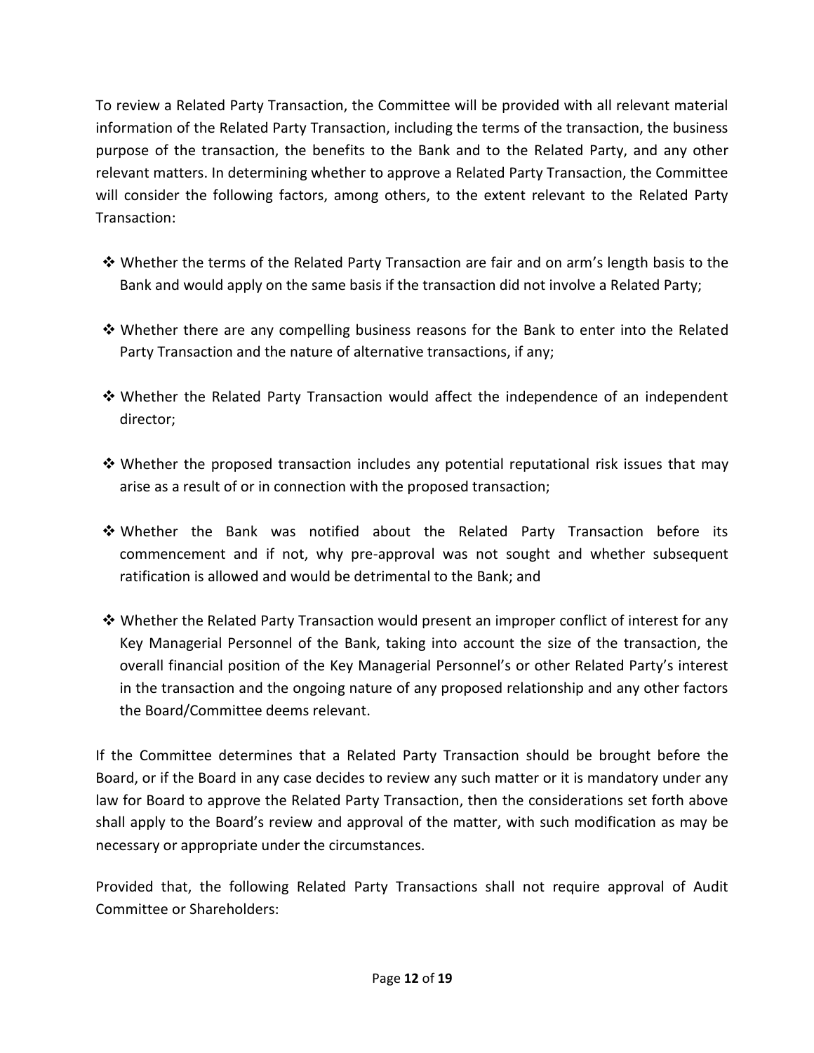To review a Related Party Transaction, the Committee will be provided with all relevant material information of the Related Party Transaction, including the terms of the transaction, the business purpose of the transaction, the benefits to the Bank and to the Related Party, and any other relevant matters. In determining whether to approve a Related Party Transaction, the Committee will consider the following factors, among others, to the extent relevant to the Related Party Transaction:

- ❖ Whether the terms of the Related Party Transaction are fair and on arm's length basis to the Bank and would apply on the same basis if the transaction did not involve a Related Party;

- ❖ Whether there are any compelling business reasons for the Bank to enter into the Related Party Transaction and the nature of alternative transactions, if any;

- ❖ Whether the Related Party Transaction would affect the independence of an independent director;

- ❖ Whether the proposed transaction includes any potential reputational risk issues that may arise as a result of or in connection with the proposed transaction;

- ❖ Whether the Bank was notified about the Related Party Transaction before its commencement and if not, why pre-approval was not sought and whether subsequent ratification is allowed and would be detrimental to the Bank; and

- ❖ Whether the Related Party Transaction would present an improper conflict of interest for any Key Managerial Personnel of the Bank, taking into account the size of the transaction, the overall financial position of the Key Managerial Personnel's or other Related Party's interest in the transaction and the ongoing nature of any proposed relationship and any other factors the Board/Committee deems relevant.

If the Committee determines that a Related Party Transaction should be brought before the Board, or if the Board in any case decides to review any such matter or it is mandatory under any law for Board to approve the Related Party Transaction, then the considerations set forth above shall apply to the Board's review and approval of the matter, with such modification as may be necessary or appropriate under the circumstances.

Provided that, the following Related Party Transactions shall not require approval of Audit Committee or Shareholders: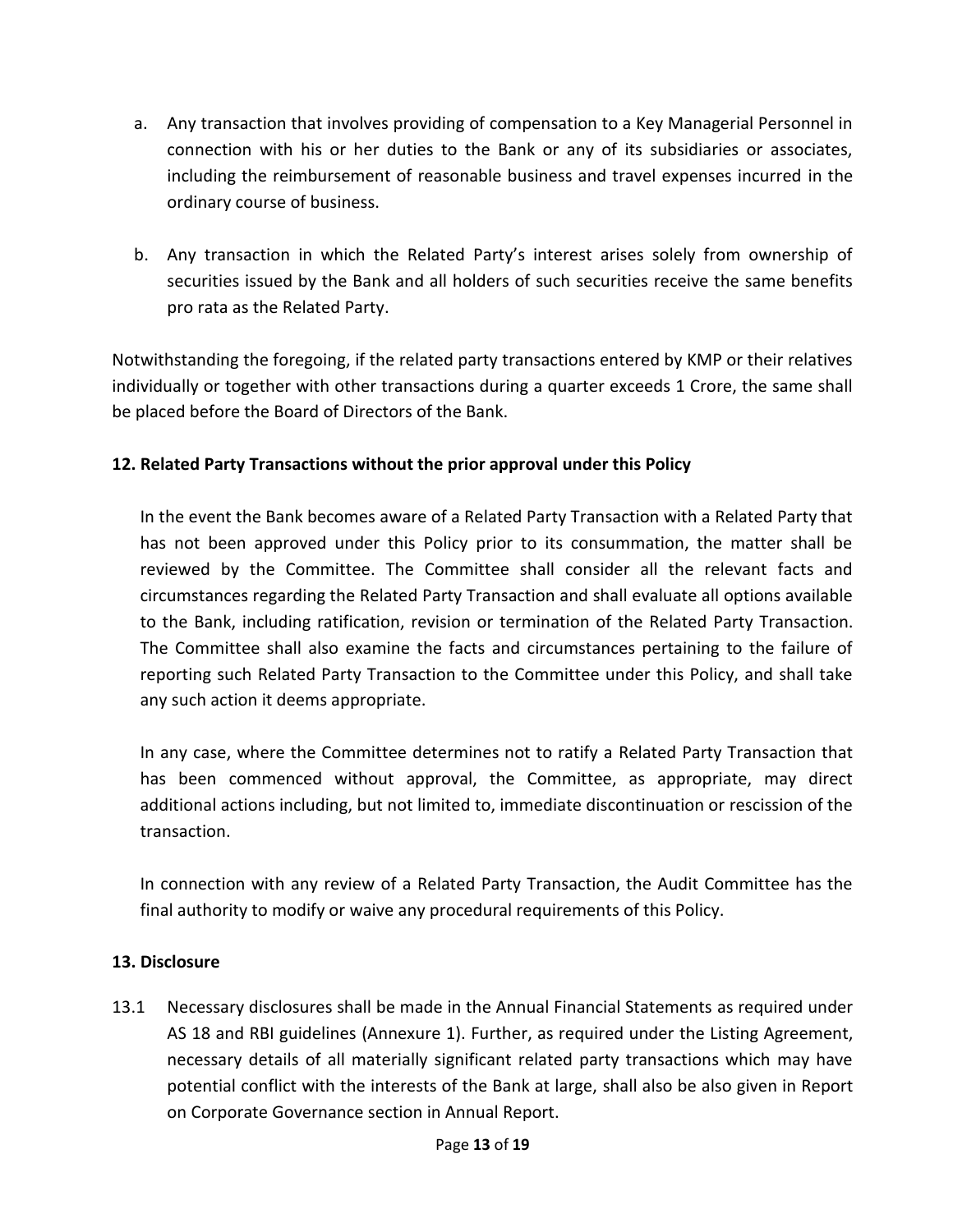a. Any transaction that involves providing of compensation to a Key Managerial Personnel in connection with his or her duties to the Bank or any of its subsidiaries or associates, including the reimbursement of reasonable business and travel expenses incurred in the ordinary course of business.

b. Any transaction in which the Related Party's interest arises solely from ownership of securities issued by the Bank and all holders of such securities receive the same benefits pro rata as the Related Party.

Notwithstanding the foregoing, if the related party transactions entered by KMP or their relatives individually or together with other transactions during a quarter exceeds 1 Crore, the same shall be placed before the Board of Directors of the Bank.

**12. Related Party Transactions without the prior approval under this Policy**

In the event the Bank becomes aware of a Related Party Transaction with a Related Party that has not been approved under this Policy prior to its consummation, the matter shall be reviewed by the Committee. The Committee shall consider all the relevant facts and circumstances regarding the Related Party Transaction and shall evaluate all options available to the Bank, including ratification, revision or termination of the Related Party Transaction. The Committee shall also examine the facts and circumstances pertaining to the failure of reporting such Related Party Transaction to the Committee under this Policy, and shall take any such action it deems appropriate.

In any case, where the Committee determines not to ratify a Related Party Transaction that has been commenced without approval, the Committee, as appropriate, may direct additional actions including, but not limited to, immediate discontinuation or rescission of the transaction.

In connection with any review of a Related Party Transaction, the Audit Committee has the final authority to modify or waive any procedural requirements of this Policy.

**13. Disclosure**

13.1 Necessary disclosures shall be made in the Annual Financial Statements as required under AS 18 and RBI guidelines (Annexure 1). Further, as required under the Listing Agreement, necessary details of all materially significant related party transactions which may have potential conflict with the interests of the Bank at large, shall also be also given in Report on Corporate Governance section in Annual Report.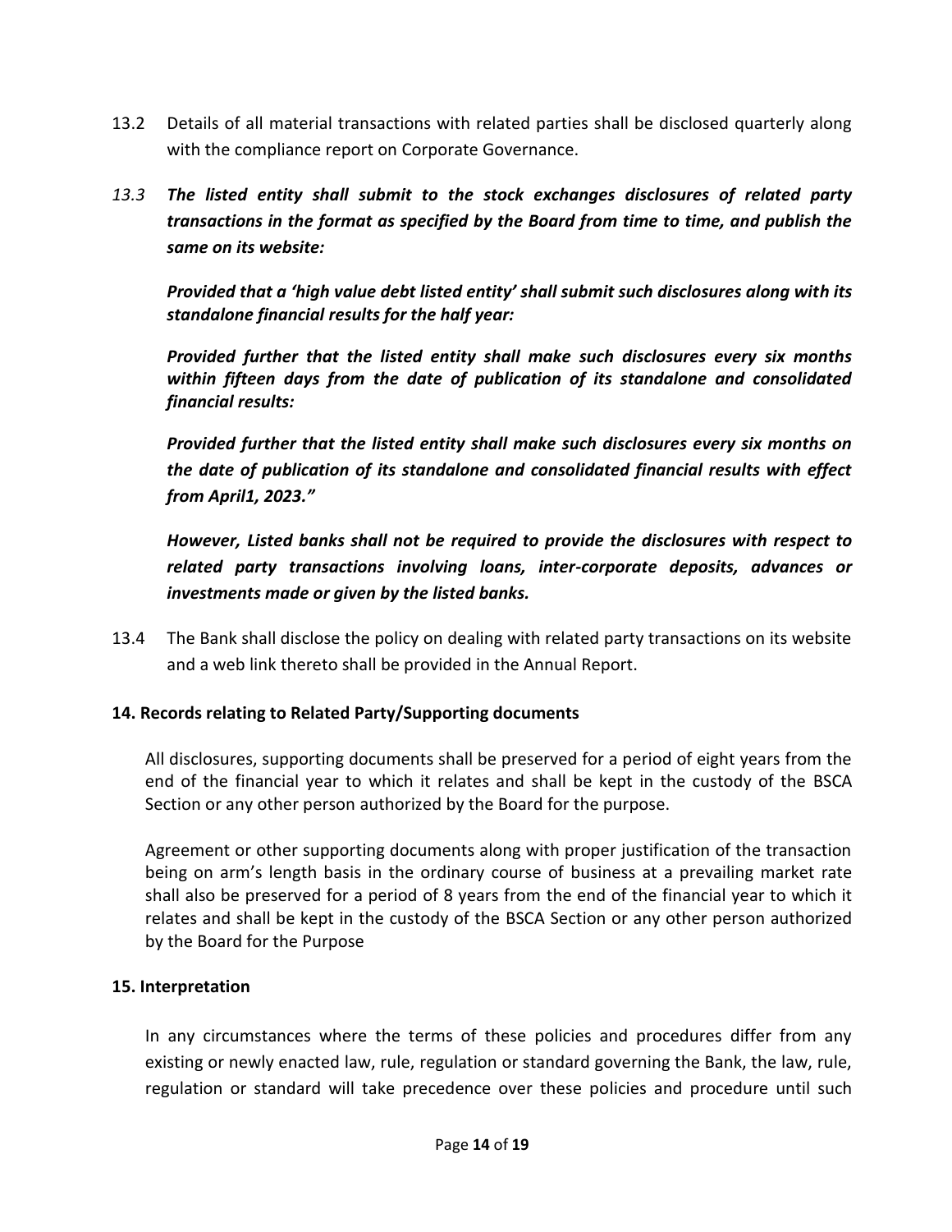13.2 Details of all material transactions with related parties shall be disclosed quarterly along with the compliance report on Corporate Governance.

*13.3* ***The listed entity shall submit to the stock exchanges disclosures of related party transactions in the format as specified by the Board from time to time, and publish the same on its website:***

***Provided that a 'high value debt listed entity' shall submit such disclosures along with its standalone financial results for the half year:***

***Provided further that the listed entity shall make such disclosures every six months within fifteen days from the date of publication of its standalone and consolidated financial results:***

***Provided further that the listed entity shall make such disclosures every six months on the date of publication of its standalone and consolidated financial results with effect from April1, 2023."***

***However, Listed banks shall not be required to provide the disclosures with respect to related party transactions involving loans, inter-corporate deposits, advances or investments made or given by the listed banks.***

13.4 The Bank shall disclose the policy on dealing with related party transactions on its website and a web link thereto shall be provided in the Annual Report.

**14. Records relating to Related Party/Supporting documents**

All disclosures, supporting documents shall be preserved for a period of eight years from the end of the financial year to which it relates and shall be kept in the custody of the BSCA Section or any other person authorized by the Board for the purpose.

Agreement or other supporting documents along with proper justification of the transaction being on arm's length basis in the ordinary course of business at a prevailing market rate shall also be preserved for a period of 8 years from the end of the financial year to which it relates and shall be kept in the custody of the BSCA Section or any other person authorized by the Board for the Purpose

**15. Interpretation**

In any circumstances where the terms of these policies and procedures differ from any existing or newly enacted law, rule, regulation or standard governing the Bank, the law, rule, regulation or standard will take precedence over these policies and procedure until such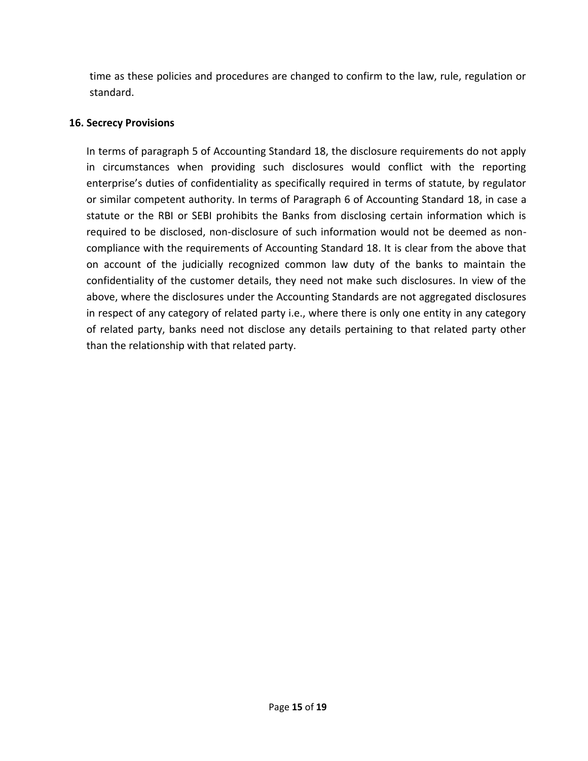time as these policies and procedures are changed to confirm to the law, rule, regulation or standard.

## 16. Secrecy Provisions

In terms of paragraph 5 of Accounting Standard 18, the disclosure requirements do not apply in circumstances when providing such disclosures would conflict with the reporting enterprise's duties of confidentiality as specifically required in terms of statute, by regulator or similar competent authority. In terms of Paragraph 6 of Accounting Standard 18, in case a statute or the RBI or SEBI prohibits the Banks from disclosing certain information which is required to be disclosed, non-disclosure of such information would not be deemed as non-compliance with the requirements of Accounting Standard 18. It is clear from the above that on account of the judicially recognized common law duty of the banks to maintain the confidentiality of the customer details, they need not make such disclosures. In view of the above, where the disclosures under the Accounting Standards are not aggregated disclosures in respect of any category of related party i.e., where there is only one entity in any category of related party, banks need not disclose any details pertaining to that related party other than the relationship with that related party.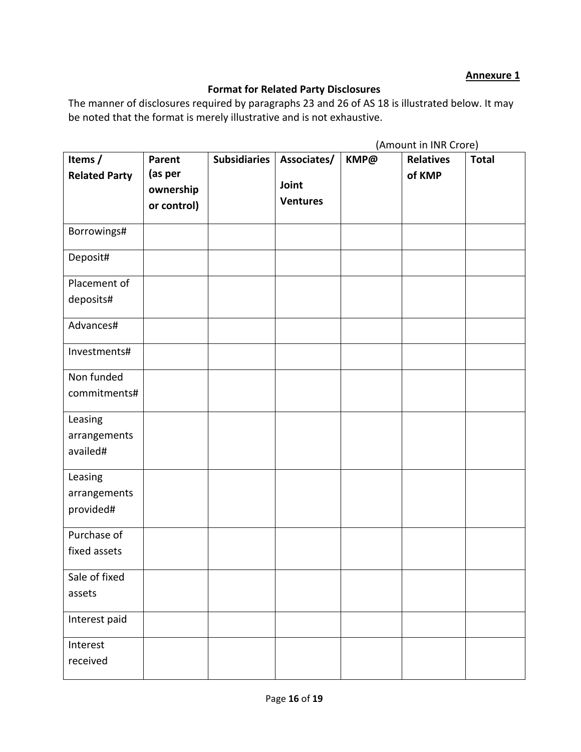**Annexure 1**

**Format for Related Party Disclosures**

The manner of disclosures required by paragraphs 23 and 26 of AS 18 is illustrated below. It may be noted that the format is merely illustrative and is not exhaustive.

(Amount in INR Crore)

| Items / Related Party | Parent (as per ownership or control) | Subsidiaries | Associates/ Joint Ventures | KMP@ | Relatives of KMP | Total |
|---|---|---|---|---|---|---|
| Borrowings# | | | | | | |
| Deposit# | | | | | | |
| Placement of deposits# | | | | | | |
| Advances# | | | | | | |
| Investments# | | | | | | |
| Non funded commitments# | | | | | | |
| Leasing arrangements availed# | | | | | | |
| Leasing arrangements provided# | | | | | | |
| Purchase of fixed assets | | | | | | |
| Sale of fixed assets | | | | | | |
| Interest paid | | | | | | |
| Interest received | | | | | | |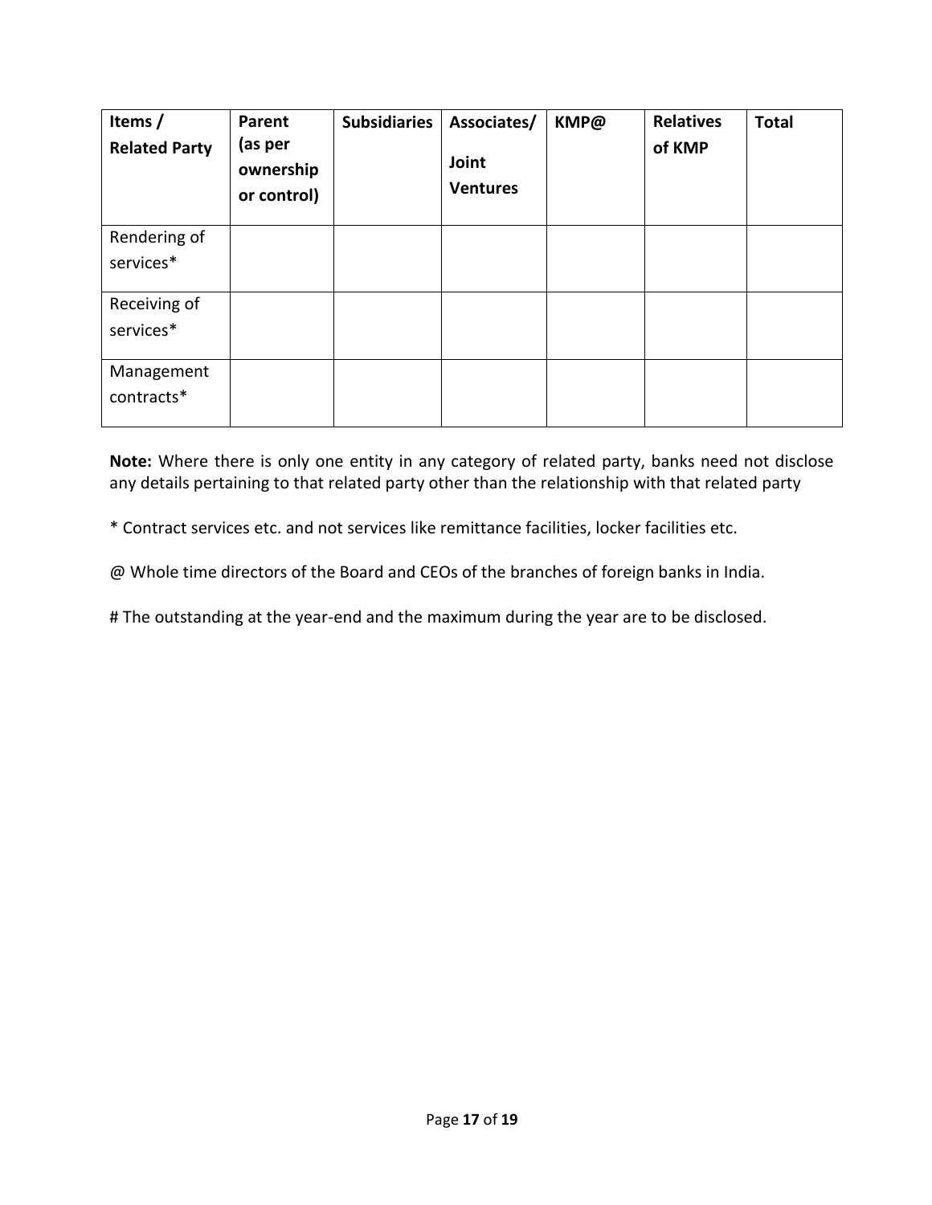| Items / Related Party | Parent (as per ownership or control) | Subsidiaries | Associates/ Joint Ventures | KMP@ | Relatives of KMP | Total |
|---|---|---|---|---|---|---|
| Rendering of services* | | | | | | |
| Receiving of services* | | | | | | |
| Management contracts* | | | | | | |

**Note:** Where there is only one entity in any category of related party, banks need not disclose any details pertaining to that related party other than the relationship with that related party

* Contract services etc. and not services like remittance facilities, locker facilities etc.

@ Whole time directors of the Board and CEOs of the branches of foreign banks in India.

# The outstanding at the year-end and the maximum during the year are to be disclosed.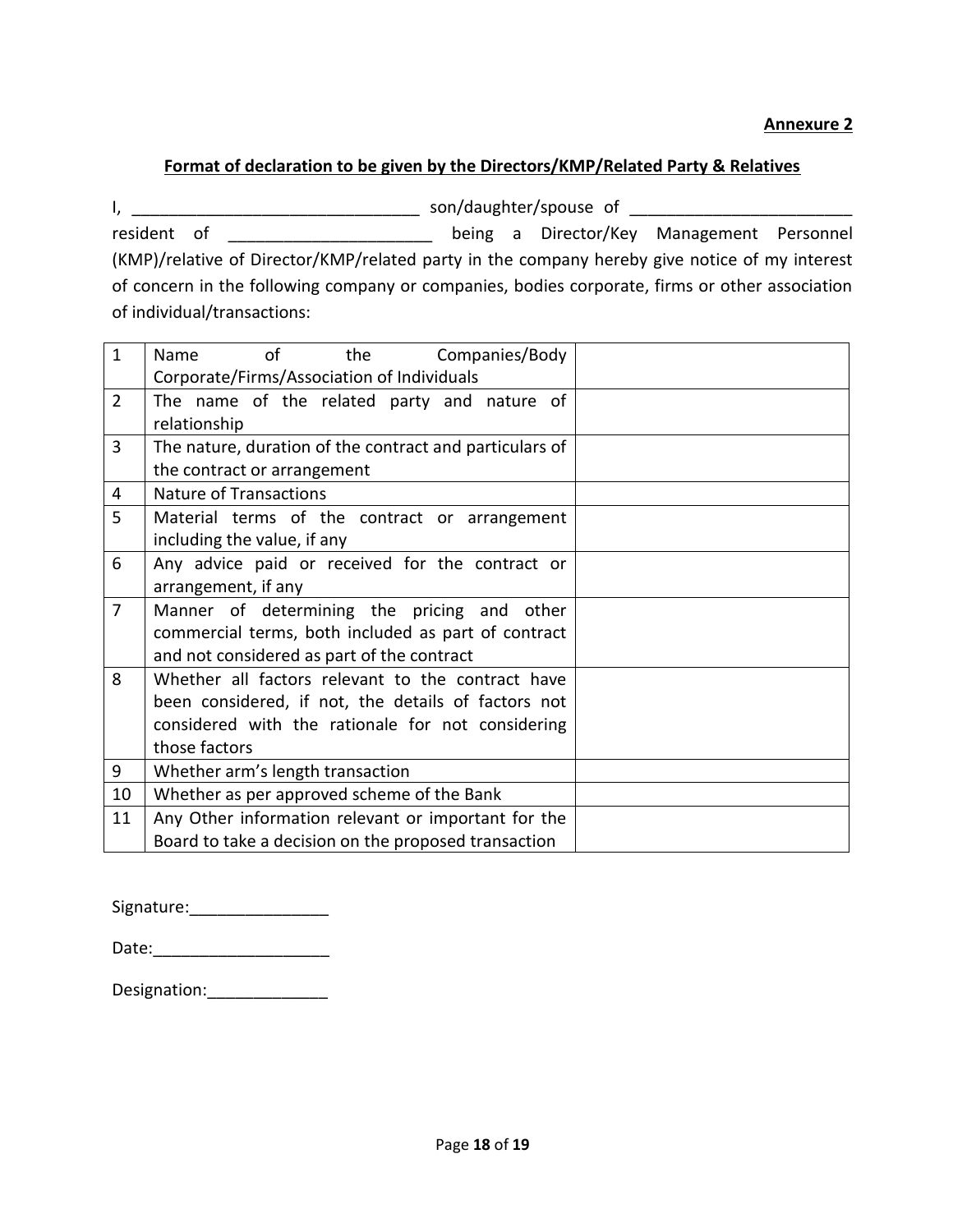**Annexure 2**

**Format of declaration to be given by the Directors/KMP/Related Party & Relatives**

I, _______________________________ son/daughter/spouse of ________________________ resident of ______________________ being a Director/Key Management Personnel (KMP)/relative of Director/KMP/related party in the company hereby give notice of my interest of concern in the following company or companies, bodies corporate, firms or other association of individual/transactions:

| | | |
|---|---|---|
| 1 | Name of the Companies/Body Corporate/Firms/Association of Individuals | |
| 2 | The name of the related party and nature of relationship | |
| 3 | The nature, duration of the contract and particulars of the contract or arrangement | |
| 4 | Nature of Transactions | |
| 5 | Material terms of the contract or arrangement including the value, if any | |
| 6 | Any advice paid or received for the contract or arrangement, if any | |
| 7 | Manner of determining the pricing and other commercial terms, both included as part of contract and not considered as part of the contract | |
| 8 | Whether all factors relevant to the contract have been considered, if not, the details of factors not considered with the rationale for not considering those factors | |
| 9 | Whether arm's length transaction | |
| 10 | Whether as per approved scheme of the Bank | |
| 11 | Any Other information relevant or important for the Board to take a decision on the proposed transaction | |

Signature:_______________

Date:___________________

Designation:_____________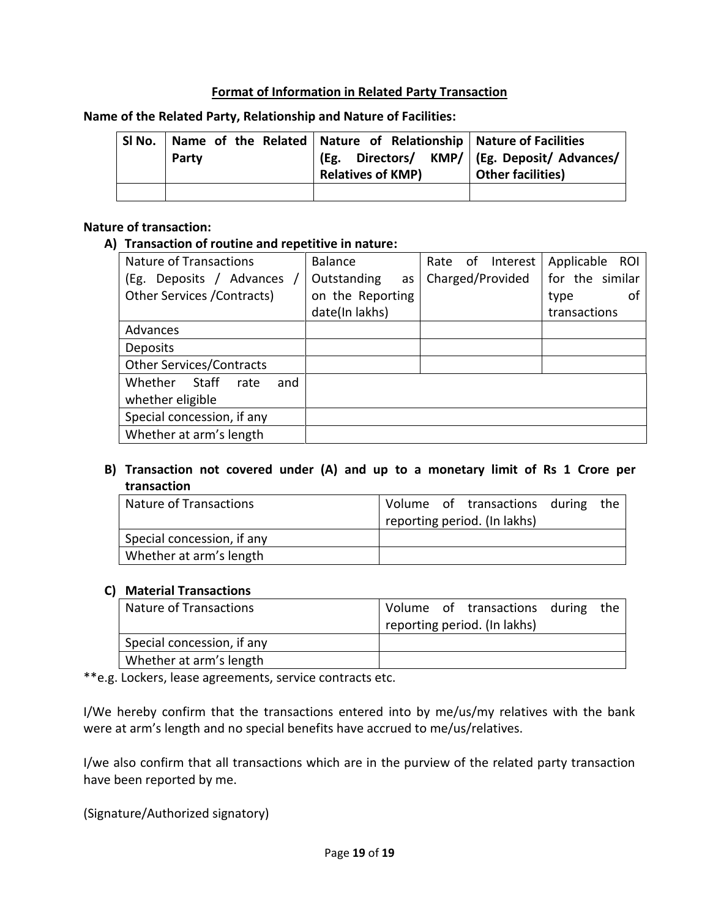**Format of Information in Related Party Transaction**

**Name of the Related Party, Relationship and Nature of Facilities:**

| Sl No. | Name of the Related Party | Nature of Relationship (Eg. Directors/ KMP/ Relatives of KMP) | Nature of Facilities (Eg. Deposit/ Advances/ Other facilities) |
|---|---|---|---|
| | | | |

**Nature of transaction:**

**A) Transaction of routine and repetitive in nature:**

| Nature of Transactions (Eg. Deposits / Advances / Other Services /Contracts) | Balance Outstanding as on the Reporting date(In lakhs) | Rate of Interest Charged/Provided | Applicable ROI for the similar type of transactions |
|---|---|---|---|
| Advances | | | |
| Deposits | | | |
| Other Services/Contracts | | | |
| Whether Staff rate and whether eligible | | | |
| Special concession, if any | | | |
| Whether at arm's length | | | |

**B) Transaction not covered under (A) and up to a monetary limit of Rs 1 Crore per transaction**

| Nature of Transactions | Volume of transactions during the reporting period. (In lakhs) |
|---|---|
| Special concession, if any | |
| Whether at arm's length | |

**C) Material Transactions**

| Nature of Transactions | Volume of transactions during the reporting period. (In lakhs) |
|---|---|
| Special concession, if any | |
| Whether at arm's length | |

**e.g. Lockers, lease agreements, service contracts etc.

I/We hereby confirm that the transactions entered into by me/us/my relatives with the bank were at arm's length and no special benefits have accrued to me/us/relatives.

I/we also confirm that all transactions which are in the purview of the related party transaction have been reported by me.

(Signature/Authorized signatory)